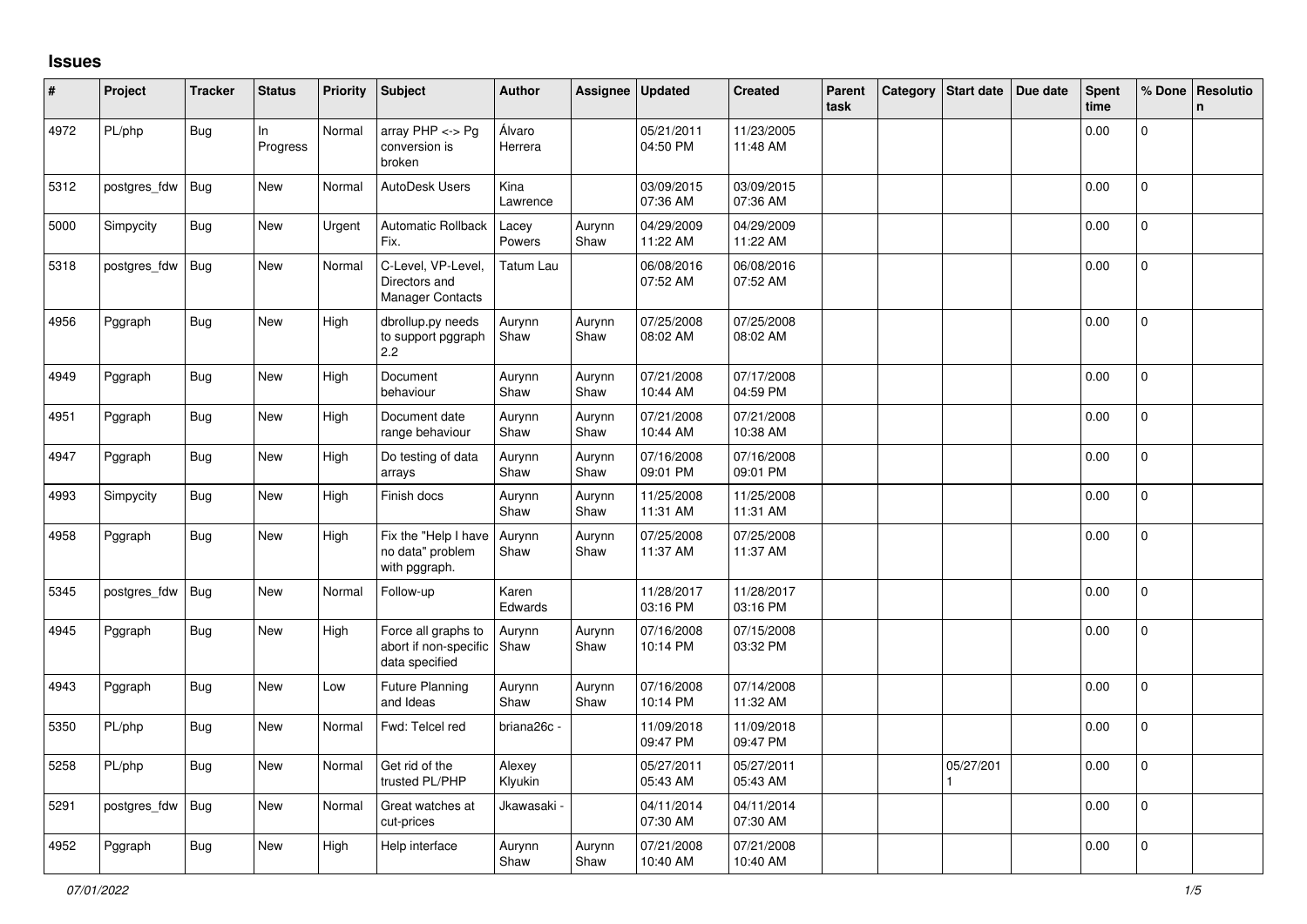# Issues

| # | Project | Tracker | Status | Priority | Subject | Author | Assignee | Updated | Created | Parent task | Category | Start date | Due date | Spent time | % Done | Resolution |
|---|---|---|---|---|---|---|---|---|---|---|---|---|---|---|---|---|
| 4972 | PL/php | Bug | In Progress | Normal | array PHP <-> Pg conversion is broken | Álvaro Herrera | | 05/21/2011 04:50 PM | 11/23/2005 11:48 AM | | | | | 0.00 | 0 | |
| 5312 | postgres_fdw | Bug | New | Normal | AutoDesk Users | Kina Lawrence | | 03/09/2015 07:36 AM | 03/09/2015 07:36 AM | | | | | 0.00 | 0 | |
| 5000 | Simpycity | Bug | New | Urgent | Automatic Rollback Fix. | Lacey Powers | Aurynn Shaw | 04/29/2009 11:22 AM | 04/29/2009 11:22 AM | | | | | 0.00 | 0 | |
| 5318 | postgres_fdw | Bug | New | Normal | C-Level, VP-Level, Directors and Manager Contacts | Tatum Lau | | 06/08/2016 07:52 AM | 06/08/2016 07:52 AM | | | | | 0.00 | 0 | |
| 4956 | Pggraph | Bug | New | High | dbrollup.py needs to support pggraph 2.2 | Aurynn Shaw | Aurynn Shaw | 07/25/2008 08:02 AM | 07/25/2008 08:02 AM | | | | | 0.00 | 0 | |
| 4949 | Pggraph | Bug | New | High | Document behaviour | Aurynn Shaw | Aurynn Shaw | 07/21/2008 10:44 AM | 07/17/2008 04:59 PM | | | | | 0.00 | 0 | |
| 4951 | Pggraph | Bug | New | High | Document date range behaviour | Aurynn Shaw | Aurynn Shaw | 07/21/2008 10:44 AM | 07/21/2008 10:38 AM | | | | | 0.00 | 0 | |
| 4947 | Pggraph | Bug | New | High | Do testing of data arrays | Aurynn Shaw | Aurynn Shaw | 07/16/2008 09:01 PM | 07/16/2008 09:01 PM | | | | | 0.00 | 0 | |
| 4993 | Simpycity | Bug | New | High | Finish docs | Aurynn Shaw | Aurynn Shaw | 11/25/2008 11:31 AM | 11/25/2008 11:31 AM | | | | | 0.00 | 0 | |
| 4958 | Pggraph | Bug | New | High | Fix the "Help I have no data" problem with pggraph. | Aurynn Shaw | Aurynn Shaw | 07/25/2008 11:37 AM | 07/25/2008 11:37 AM | | | | | 0.00 | 0 | |
| 5345 | postgres_fdw | Bug | New | Normal | Follow-up | Karen Edwards | | 11/28/2017 03:16 PM | 11/28/2017 03:16 PM | | | | | 0.00 | 0 | |
| 4945 | Pggraph | Bug | New | High | Force all graphs to abort if non-specific data specified | Aurynn Shaw | Aurynn Shaw | 07/16/2008 10:14 PM | 07/15/2008 03:32 PM | | | | | 0.00 | 0 | |
| 4943 | Pggraph | Bug | New | Low | Future Planning and Ideas | Aurynn Shaw | Aurynn Shaw | 07/16/2008 10:14 PM | 07/14/2008 11:32 AM | | | | | 0.00 | 0 | |
| 5350 | PL/php | Bug | New | Normal | Fwd: Telcel red | briana26c - | | 11/09/2018 09:47 PM | 11/09/2018 09:47 PM | | | | | 0.00 | 0 | |
| 5258 | PL/php | Bug | New | Normal | Get rid of the trusted PL/PHP | Alexey Klyukin | | 05/27/2011 05:43 AM | 05/27/2011 05:43 AM | | | 05/27/2011 | | 0.00 | 0 | |
| 5291 | postgres_fdw | Bug | New | Normal | Great watches at cut-prices | Jkawasaki - | | 04/11/2014 07:30 AM | 04/11/2014 07:30 AM | | | | | 0.00 | 0 | |
| 4952 | Pggraph | Bug | New | High | Help interface | Aurynn Shaw | Aurynn Shaw | 07/21/2008 10:40 AM | 07/21/2008 10:40 AM | | | | | 0.00 | 0 | |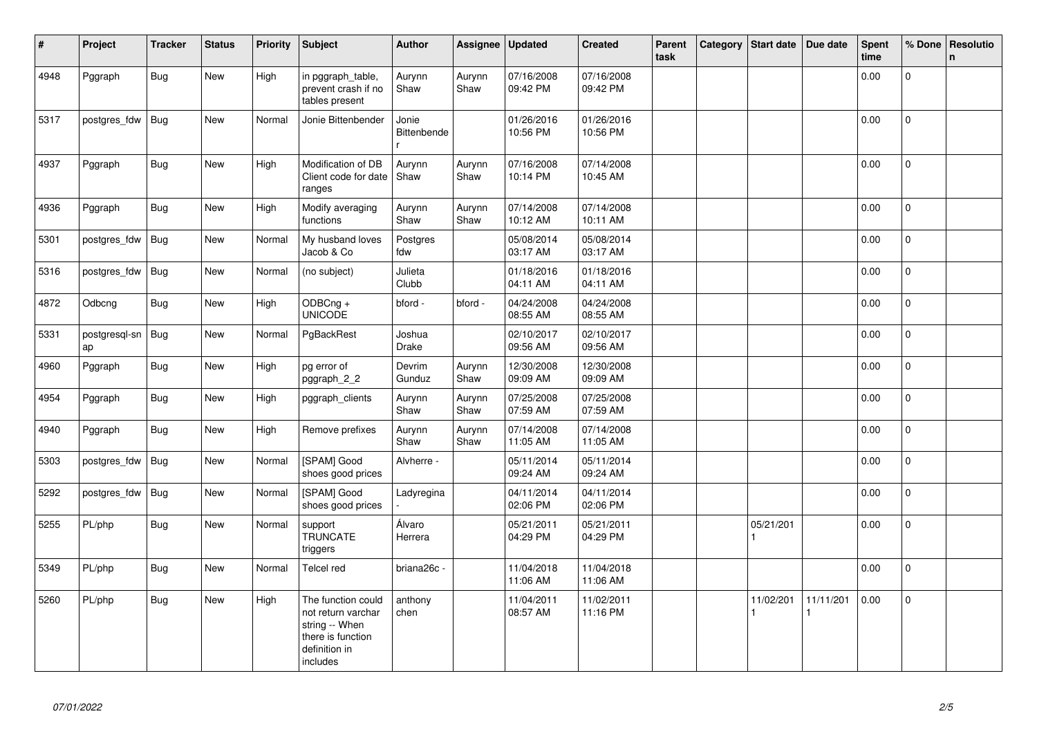| # | Project | Tracker | Status | Priority | Subject | Author | Assignee | Updated | Created | Parent task | Category | Start date | Due date | Spent time | % Done | Resolution |
|---|---|---|---|---|---|---|---|---|---|---|---|---|---|---|---|---|
| 4948 | Pggraph | Bug | New | High | in pggraph_table, prevent crash if no tables present | Aurynn Shaw | Aurynn Shaw | 07/16/2008 09:42 PM | 07/16/2008 09:42 PM | | | | | 0.00 | 0 | |
| 5317 | postgres_fdw | Bug | New | Normal | Jonie Bittenbender | Jonie Bittenbender | | 01/26/2016 10:56 PM | 01/26/2016 10:56 PM | | | | | 0.00 | 0 | |
| 4937 | Pggraph | Bug | New | High | Modification of DB Client code for date ranges | Aurynn Shaw | Aurynn Shaw | 07/16/2008 10:14 PM | 07/14/2008 10:45 AM | | | | | 0.00 | 0 | |
| 4936 | Pggraph | Bug | New | High | Modify averaging functions | Aurynn Shaw | Aurynn Shaw | 07/14/2008 10:12 AM | 07/14/2008 10:11 AM | | | | | 0.00 | 0 | |
| 5301 | postgres_fdw | Bug | New | Normal | My husband loves Jacob & Co | Postgres fdw | | 05/08/2014 03:17 AM | 05/08/2014 03:17 AM | | | | | 0.00 | 0 | |
| 5316 | postgres_fdw | Bug | New | Normal | (no subject) | Julieta Clubb | | 01/18/2016 04:11 AM | 01/18/2016 04:11 AM | | | | | 0.00 | 0 | |
| 4872 | Odbcng | Bug | New | High | ODBCng + UNICODE | bford - | bford - | 04/24/2008 08:55 AM | 04/24/2008 08:55 AM | | | | | 0.00 | 0 | |
| 5331 | postgresql-snap | Bug | New | Normal | PgBackRest | Joshua Drake | | 02/10/2017 09:56 AM | 02/10/2017 09:56 AM | | | | | 0.00 | 0 | |
| 4960 | Pggraph | Bug | New | High | pg error of pggraph_2_2 | Devrim Gunduz | Aurynn Shaw | 12/30/2008 09:09 AM | 12/30/2008 09:09 AM | | | | | 0.00 | 0 | |
| 4954 | Pggraph | Bug | New | High | pggraph_clients | Aurynn Shaw | Aurynn Shaw | 07/25/2008 07:59 AM | 07/25/2008 07:59 AM | | | | | 0.00 | 0 | |
| 4940 | Pggraph | Bug | New | High | Remove prefixes | Aurynn Shaw | Aurynn Shaw | 07/14/2008 11:05 AM | 07/14/2008 11:05 AM | | | | | 0.00 | 0 | |
| 5303 | postgres_fdw | Bug | New | Normal | [SPAM] Good shoes good prices | Alvherre - | | 05/11/2014 09:24 AM | 05/11/2014 09:24 AM | | | | | 0.00 | 0 | |
| 5292 | postgres_fdw | Bug | New | Normal | [SPAM] Good shoes good prices | Ladyregina - | | 04/11/2014 02:06 PM | 04/11/2014 02:06 PM | | | | | 0.00 | 0 | |
| 5255 | PL/php | Bug | New | Normal | support TRUNCATE triggers | Álvaro Herrera | | 05/21/2011 04:29 PM | 05/21/2011 04:29 PM | | | 05/21/2011 | | 0.00 | 0 | |
| 5349 | PL/php | Bug | New | Normal | Telcel red | briana26c - | | 11/04/2018 11:06 AM | 11/04/2018 11:06 AM | | | | | 0.00 | 0 | |
| 5260 | PL/php | Bug | New | High | The function could not return varchar string -- When there is function definition in includes | anthony chen | | 11/04/2011 08:57 AM | 11/02/2011 11:16 PM | | | 11/02/2011 | 11/11/2011 | 0.00 | 0 | |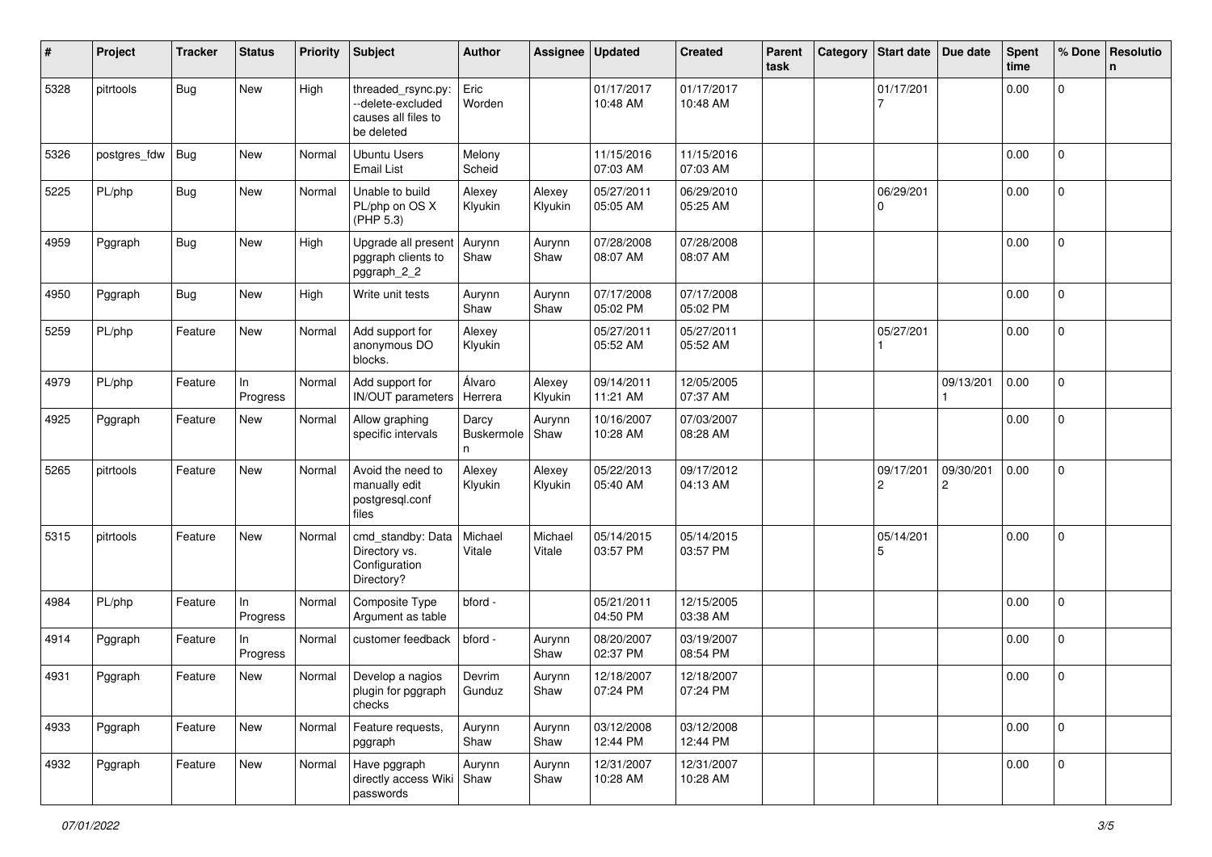| # | Project | Tracker | Status | Priority | Subject | Author | Assignee | Updated | Created | Parent task | Category | Start date | Due date | Spent time | % Done | Resolution |
|---|---|---|---|---|---|---|---|---|---|---|---|---|---|---|---|---|
| 5328 | pitrtools | Bug | New | High | threaded_rsync.py: --delete-excluded causes all files to be deleted | Eric Worden | | 01/17/2017 10:48 AM | 01/17/2017 10:48 AM | | | 01/17/2017 | | 0.00 | 0 | |
| 5326 | postgres_fdw | Bug | New | Normal | Ubuntu Users Email List | Melony Scheid | | 11/15/2016 07:03 AM | 11/15/2016 07:03 AM | | | | | 0.00 | 0 | |
| 5225 | PL/php | Bug | New | Normal | Unable to build PL/php on OS X (PHP 5.3) | Alexey Klyukin | Alexey Klyukin | 05/27/2011 05:05 AM | 06/29/2010 05:25 AM | | | 06/29/2010 | | 0.00 | 0 | |
| 4959 | Pggraph | Bug | New | High | Upgrade all present pggraph clients to pggraph_2_2 | Aurynn Shaw | Aurynn Shaw | 07/28/2008 08:07 AM | 07/28/2008 08:07 AM | | | | | 0.00 | 0 | |
| 4950 | Pggraph | Bug | New | High | Write unit tests | Aurynn Shaw | Aurynn Shaw | 07/17/2008 05:02 PM | 07/17/2008 05:02 PM | | | | | 0.00 | 0 | |
| 5259 | PL/php | Feature | New | Normal | Add support for anonymous DO blocks. | Alexey Klyukin | | 05/27/2011 05:52 AM | 05/27/2011 05:52 AM | | | 05/27/2011 | | 0.00 | 0 | |
| 4979 | PL/php | Feature | In Progress | Normal | Add support for IN/OUT parameters | Álvaro Herrera | Alexey Klyukin | 09/14/2011 11:21 AM | 12/05/2005 07:37 AM | | | | 09/13/2011 | 0.00 | 0 | |
| 4925 | Pggraph | Feature | New | Normal | Allow graphing specific intervals | Darcy Buskermolen | Aurynn Shaw | 10/16/2007 10:28 AM | 07/03/2007 08:28 AM | | | | | 0.00 | 0 | |
| 5265 | pitrtools | Feature | New | Normal | Avoid the need to manually edit postgresql.conf files | Alexey Klyukin | Alexey Klyukin | 05/22/2013 05:40 AM | 09/17/2012 04:13 AM | | | 09/17/2012 | 09/30/2012 | 0.00 | 0 | |
| 5315 | pitrtools | Feature | New | Normal | cmd_standby: Data Directory vs. Configuration Directory? | Michael Vitale | Michael Vitale | 05/14/2015 03:57 PM | 05/14/2015 03:57 PM | | | 05/14/2015 | | 0.00 | 0 | |
| 4984 | PL/php | Feature | In Progress | Normal | Composite Type Argument as table | bford - | | 05/21/2011 04:50 PM | 12/15/2005 03:38 AM | | | | | 0.00 | 0 | |
| 4914 | Pggraph | Feature | In Progress | Normal | customer feedback | bford - | Aurynn Shaw | 08/20/2007 02:37 PM | 03/19/2007 08:54 PM | | | | | 0.00 | 0 | |
| 4931 | Pggraph | Feature | New | Normal | Develop a nagios plugin for pggraph checks | Devrim Gunduz | Aurynn Shaw | 12/18/2007 07:24 PM | 12/18/2007 07:24 PM | | | | | 0.00 | 0 | |
| 4933 | Pggraph | Feature | New | Normal | Feature requests, pggraph | Aurynn Shaw | Aurynn Shaw | 03/12/2008 12:44 PM | 03/12/2008 12:44 PM | | | | | 0.00 | 0 | |
| 4932 | Pggraph | Feature | New | Normal | Have pggraph directly access Wiki passwords | Aurynn Shaw | Aurynn Shaw | 12/31/2007 10:28 AM | 12/31/2007 10:28 AM | | | | | 0.00 | 0 | |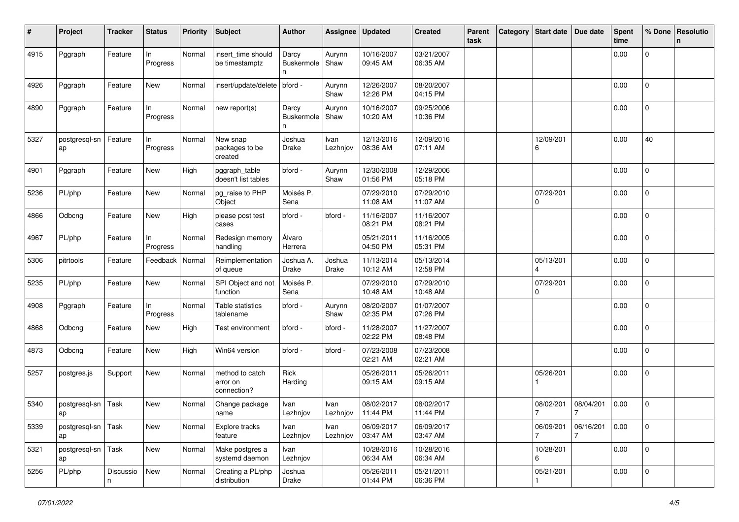| # | Project | Tracker | Status | Priority | Subject | Author | Assignee | Updated | Created | Parent task | Category | Start date | Due date | Spent time | % Done | Resolution |
|---|---|---|---|---|---|---|---|---|---|---|---|---|---|---|---|---|
| 4915 | Pggraph | Feature | In Progress | Normal | insert_time should be timestamptz | Darcy Buskermolen | Aurynn Shaw | 10/16/2007 09:45 AM | 03/21/2007 06:35 AM | | | | | 0.00 | 0 | |
| 4926 | Pggraph | Feature | New | Normal | insert/update/delete | bford - | Aurynn Shaw | 12/26/2007 12:26 PM | 08/20/2007 04:15 PM | | | | | 0.00 | 0 | |
| 4890 | Pggraph | Feature | In Progress | Normal | new report(s) | Darcy Buskermolen | Aurynn Shaw | 10/16/2007 10:20 AM | 09/25/2006 10:36 PM | | | | | 0.00 | 0 | |
| 5327 | postgresql-snap | Feature | In Progress | Normal | New snap packages to be created | Joshua Drake | Ivan Lezhnjov | 12/13/2016 08:36 AM | 12/09/2016 07:11 AM | | | 12/09/2016 | | 0.00 | 40 | |
| 4901 | Pggraph | Feature | New | High | pggraph_table doesn't list tables | bford - | Aurynn Shaw | 12/30/2008 01:56 PM | 12/29/2006 05:18 PM | | | | | 0.00 | 0 | |
| 5236 | PL/php | Feature | New | Normal | pg_raise to PHP Object | Moisés P. Sena | | 07/29/2010 11:08 AM | 07/29/2010 11:07 AM | | | 07/29/2010 | | 0.00 | 0 | |
| 4866 | Odbcng | Feature | New | High | please post test cases | bford - | bford - | 11/16/2007 08:21 PM | 11/16/2007 08:21 PM | | | | | 0.00 | 0 | |
| 4967 | PL/php | Feature | In Progress | Normal | Redesign memory handling | Álvaro Herrera | | 05/21/2011 04:50 PM | 11/16/2005 05:31 PM | | | | | 0.00 | 0 | |
| 5306 | pitrtools | Feature | Feedback | Normal | Reimplementation of queue | Joshua A. Drake | Joshua Drake | 11/13/2014 10:12 AM | 05/13/2014 12:58 PM | | | 05/13/2014 | | 0.00 | 0 | |
| 5235 | PL/php | Feature | New | Normal | SPI Object and not function | Moisés P. Sena | | 07/29/2010 10:48 AM | 07/29/2010 10:48 AM | | | 07/29/2010 | | 0.00 | 0 | |
| 4908 | Pggraph | Feature | In Progress | Normal | Table statistics tablename | bford - | Aurynn Shaw | 08/20/2007 02:35 PM | 01/07/2007 07:26 PM | | | | | 0.00 | 0 | |
| 4868 | Odbcng | Feature | New | High | Test environment | bford - | bford - | 11/28/2007 02:22 PM | 11/27/2007 08:48 PM | | | | | 0.00 | 0 | |
| 4873 | Odbcng | Feature | New | High | Win64 version | bford - | bford - | 07/23/2008 02:21 AM | 07/23/2008 02:21 AM | | | | | 0.00 | 0 | |
| 5257 | postgres.js | Support | New | Normal | method to catch error on connection? | Rick Harding | | 05/26/2011 09:15 AM | 05/26/2011 09:15 AM | | | 05/26/2011 | | 0.00 | 0 | |
| 5340 | postgresql-snap | Task | New | Normal | Change package name | Ivan Lezhnjov | Ivan Lezhnjov | 08/02/2017 11:44 PM | 08/02/2017 11:44 PM | | | 08/02/2017 | 08/04/2017 | 0.00 | 0 | |
| 5339 | postgresql-snap | Task | New | Normal | Explore tracks feature | Ivan Lezhnjov | Ivan Lezhnjov | 06/09/2017 03:47 AM | 06/09/2017 03:47 AM | | | 06/09/2017 | 06/16/2017 | 0.00 | 0 | |
| 5321 | postgresql-snap | Task | New | Normal | Make postgres a systemd daemon | Ivan Lezhnjov | | 10/28/2016 06:34 AM | 10/28/2016 06:34 AM | | | 10/28/2016 | | 0.00 | 0 | |
| 5256 | PL/php | Discussion | New | Normal | Creating a PL/php distribution | Joshua Drake | | 05/26/2011 01:44 PM | 05/21/2011 06:36 PM | | | 05/21/2011 | | 0.00 | 0 | |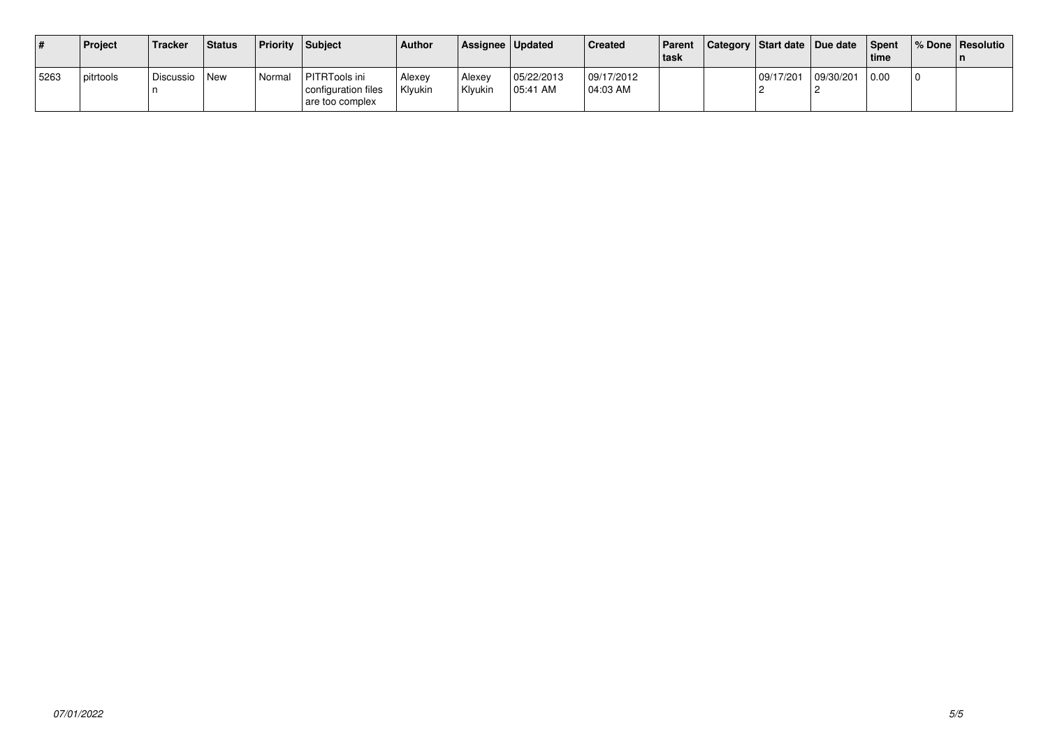| # | Project | Tracker | Status | Priority | Subject | Author | Assignee | Updated | Created | Parent task | Category | Start date | Due date | Spent time | % Done | Resolution |
|---|---|---|---|---|---|---|---|---|---|---|---|---|---|---|---|---|
| 5263 | pitrtools | Discussion | New | Normal | PITRTools ini configuration files are too complex | Alexey Klyukin | Alexey Klyukin | 05/22/2013 05:41 AM | 09/17/2012 04:03 AM | | | 09/17/2012 | 09/30/2012 | 0.00 | 0 | |